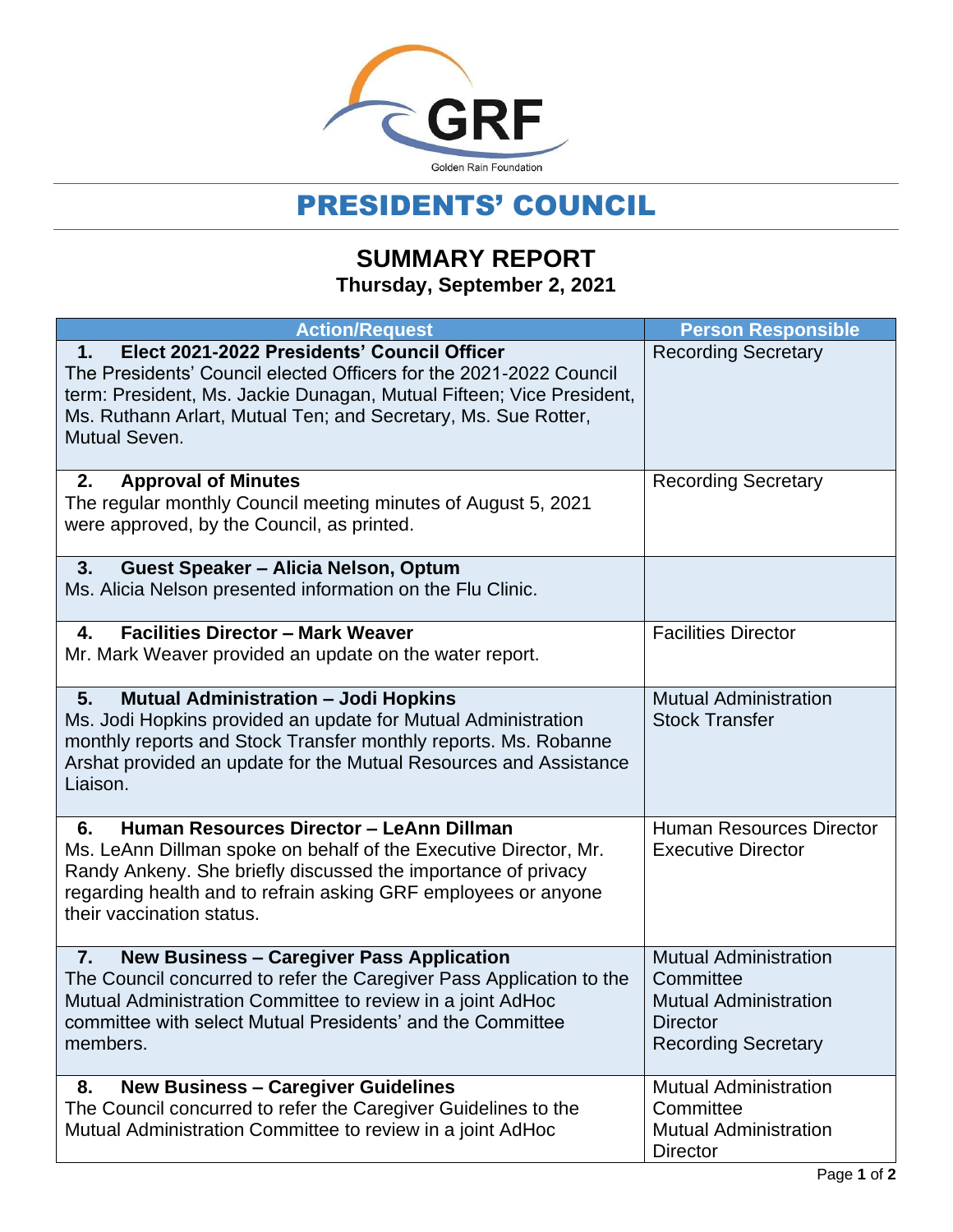GRF

Golden Rain Foundation

# PRESIDENTS' COUNCIL

## SUMMARY REPORT

**Thursday, September 2, 2021**

| Action/Request | Person Responsible |
|---|---|
| **1. Elect 2021-2022 Presidents' Council Officer**<br>The Presidents' Council elected Officers for the 2021-2022 Council term: President, Ms. Jackie Dunagan, Mutual Fifteen; Vice President, Ms. Ruthann Arlart, Mutual Ten; and Secretary, Ms. Sue Rotter, Mutual Seven. | Recording Secretary |
| **2. Approval of Minutes**<br>The regular monthly Council meeting minutes of August 5, 2021 were approved, by the Council, as printed. | Recording Secretary |
| **3. Guest Speaker – Alicia Nelson, Optum**<br>Ms. Alicia Nelson presented information on the Flu Clinic. | |
| **4. Facilities Director – Mark Weaver**<br>Mr. Mark Weaver provided an update on the water report. | Facilities Director |
| **5. Mutual Administration – Jodi Hopkins**<br>Ms. Jodi Hopkins provided an update for Mutual Administration monthly reports and Stock Transfer monthly reports. Ms. Robanne Arshat provided an update for the Mutual Resources and Assistance Liaison. | Mutual Administration<br>Stock Transfer |
| **6. Human Resources Director – LeAnn Dillman**<br>Ms. LeAnn Dillman spoke on behalf of the Executive Director, Mr. Randy Ankeny. She briefly discussed the importance of privacy regarding health and to refrain asking GRF employees or anyone their vaccination status. | Human Resources Director<br>Executive Director |
| **7. New Business – Caregiver Pass Application**<br>The Council concurred to refer the Caregiver Pass Application to the Mutual Administration Committee to review in a joint AdHoc committee with select Mutual Presidents' and the Committee members. | Mutual Administration Committee<br>Mutual Administration Director<br>Recording Secretary |
| **8. New Business – Caregiver Guidelines**<br>The Council concurred to refer the Caregiver Guidelines to the Mutual Administration Committee to review in a joint AdHoc | Mutual Administration Committee<br>Mutual Administration Director |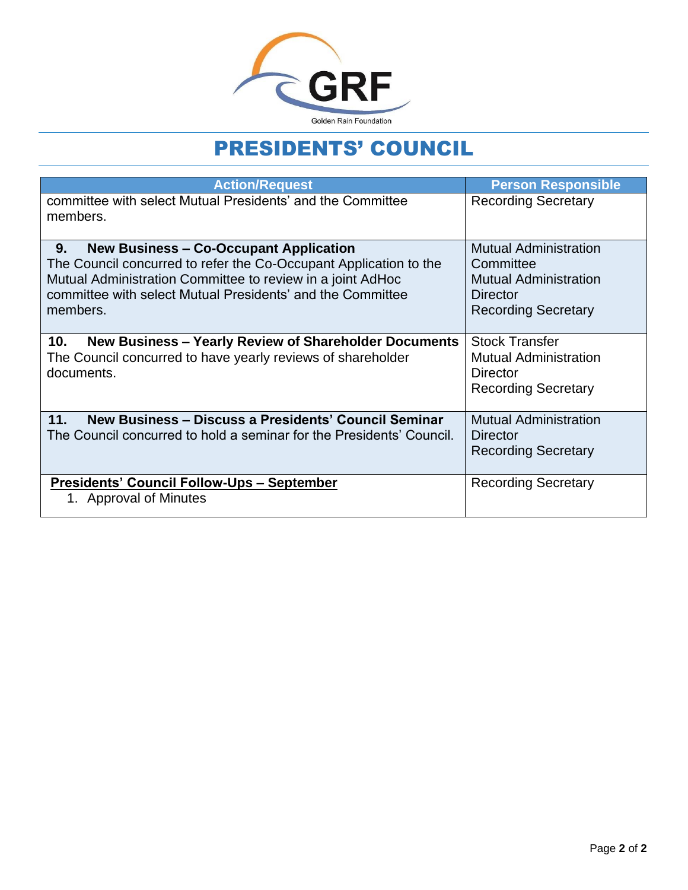# PRESIDENTS' COUNCIL

| Action/Request | Person Responsible |
|---|---|
| committee with select Mutual Presidents' and the Committee members. | Recording Secretary |
| **9. New Business – Co-Occupant Application**<br>The Council concurred to refer the Co-Occupant Application to the Mutual Administration Committee to review in a joint AdHoc committee with select Mutual Presidents' and the Committee members. | Mutual Administration Committee<br>Mutual Administration Director<br>Recording Secretary |
| **10. New Business – Yearly Review of Shareholder Documents**<br>The Council concurred to have yearly reviews of shareholder documents. | Stock Transfer<br>Mutual Administration Director<br>Recording Secretary |
| **11. New Business – Discuss a Presidents' Council Seminar**<br>The Council concurred to hold a seminar for the Presidents' Council. | Mutual Administration Director<br>Recording Secretary |
| **Presidents' Council Follow-Ups – September**<br>1. Approval of Minutes | Recording Secretary |